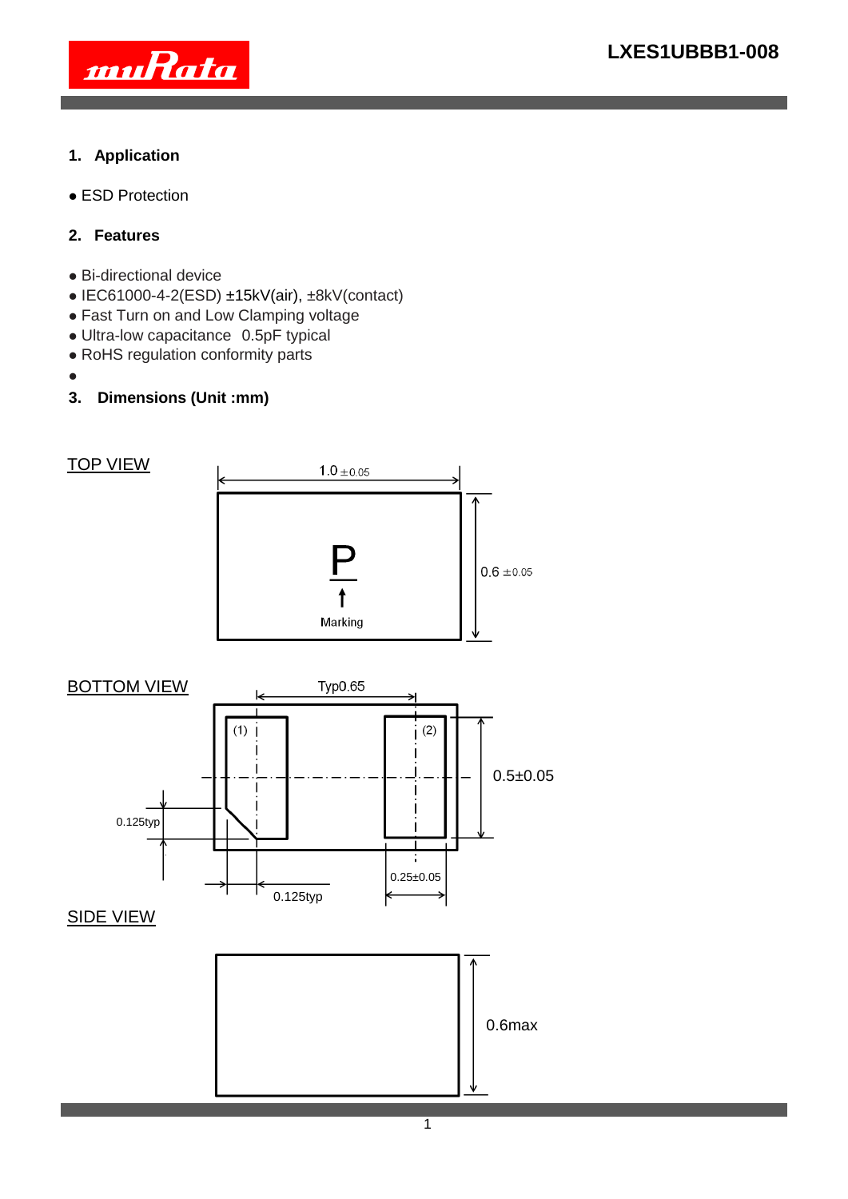LXES1UBBB1-008

## 1. Application

- ESD Protection

## 2. Features

- Bi-directional device
- IEC61000-4-2(ESD) ±15kV(air), ±8kV(contact)
- Fast Turn on and Low Clamping voltage
- Ultra-low capacitance 0.5pF typical
- RoHS regulation conformity parts

## 3. Dimensions (Unit :mm)

TOP VIEW

1.0 ±0.05

0.6 ±0.05

P

Marking

BOTTOM VIEW

Typ0.65

(1)

(2)

0.5±0.05

0.125typ

0.25±0.05

0.125typ

SIDE VIEW

0.6max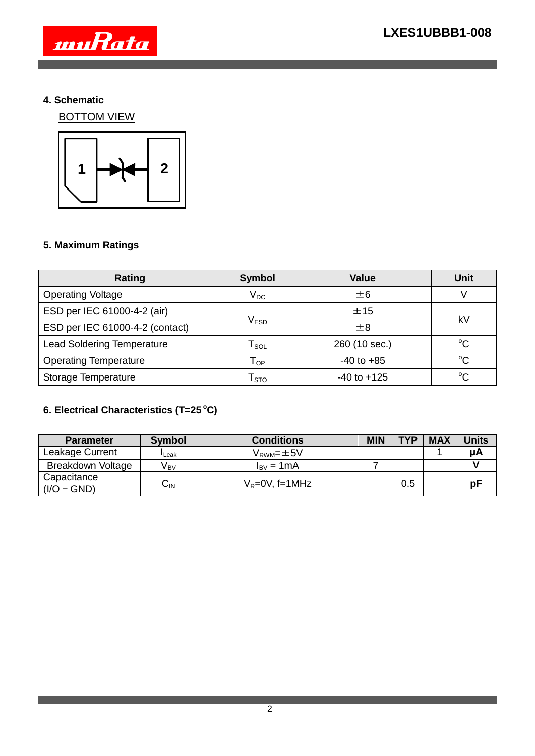## 4. Schematic

BOTTOM VIEW

1 2

## 5. Maximum Ratings

| Rating | Symbol | Value | Unit |
|---|---|---|---|
| Operating Voltage | $V_{DC}$ | ±6 | V |
| ESD per IEC 61000-4-2 (air)<br>ESD per IEC 61000-4-2 (contact) | $V_{ESD}$ | ±15<br>±8 | kV |
| Lead Soldering Temperature | $T_{SOL}$ | 260 (10 sec.) | °C |
| Operating Temperature | $T_{OP}$ | -40 to +85 | °C |
| Storage Temperature | $T_{STO}$ | -40 to +125 | °C |

## 6. Electrical Characteristics (T=25 °C)

| Parameter | Symbol | Conditions | MIN | TYP | MAX | Units |
|---|---|---|---|---|---|---|
| Leakage Current | $I_{Leak}$ | $V_{RWM}$=±5V | | | 1 | **μA** |
| Breakdown Voltage | $V_{BV}$ | $I_{BV}$ = 1mA | 7 | | | **V** |
| Capacitance (I/O − GND) | $C_{IN}$ | $V_R$=0V, f=1MHz | | 0.5 | | **pF** |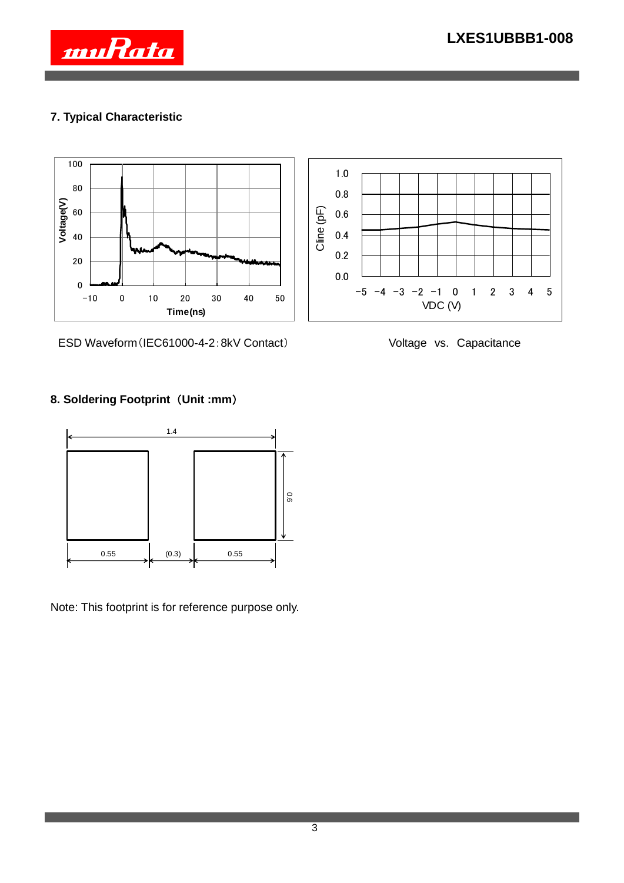## 7. Typical Characteristic

ESD Waveform（IEC61000-4-2：8kV Contact）

Voltage vs. Capacitance

## 8. Soldering Footprint（Unit :mm）

Note: This footprint is for reference purpose only.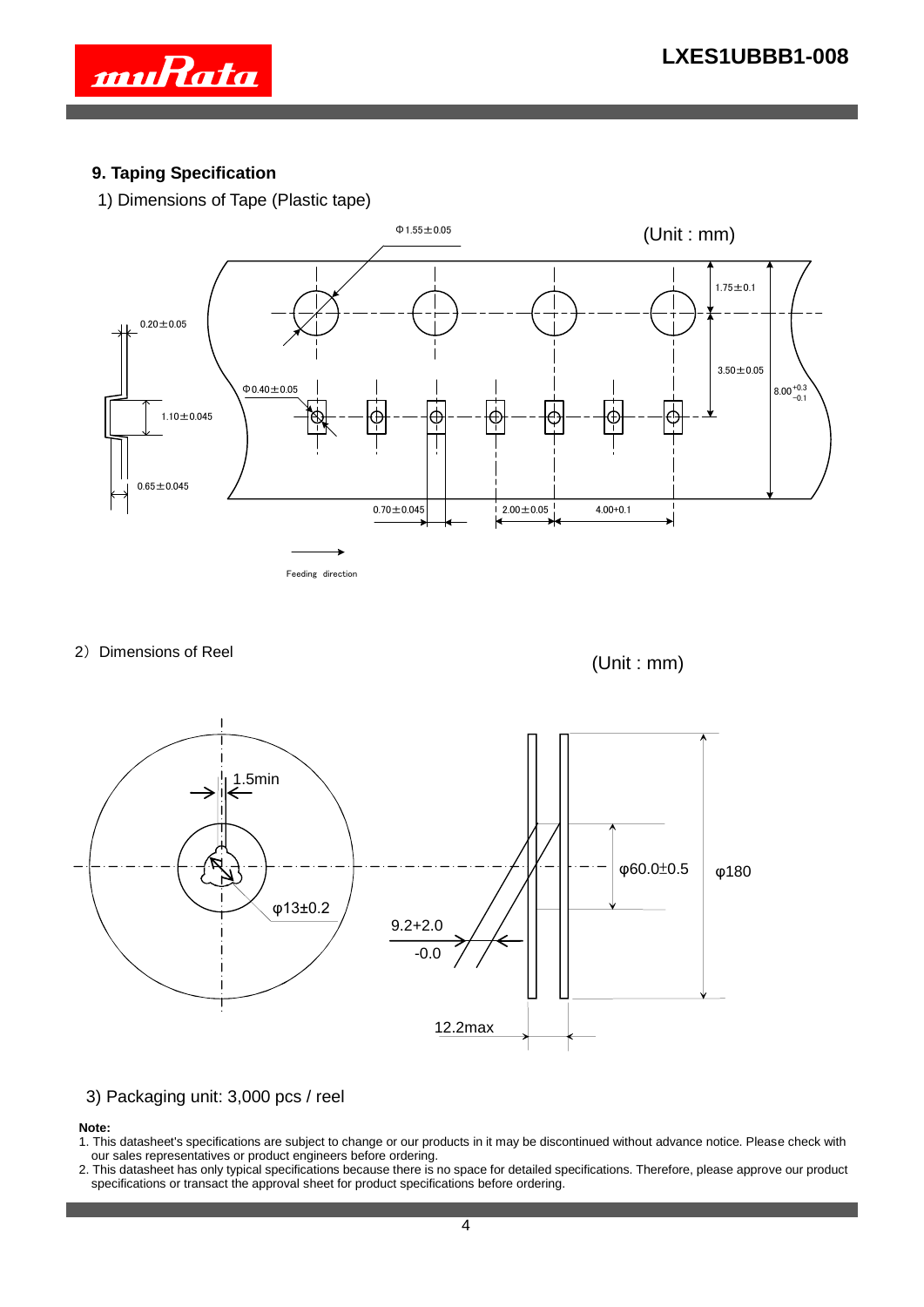## 9. Taping Specification

1) Dimensions of Tape (Plastic tape)

(Unit : mm)

Φ1.55±0.05

0.20±0.05

1.75±0.1

3.50±0.05

Φ0.40±0.05

8.00 +0.3 −0.1

1.10±0.045

0.65±0.045

0.70±0.045

2.00±0.05

4.00+0.1

Feeding direction

2）Dimensions of Reel

(Unit : mm)

1.5min

φ13±0.2

9.2+2.0
-0.0

φ60.0±0.5

φ180

12.2max

3) Packaging unit: 3,000 pcs / reel

**Note:**

1. This datasheet's specifications are subject to change or our products in it may be discontinued without advance notice. Please check with our sales representatives or product engineers before ordering.
2. This datasheet has only typical specifications because there is no space for detailed specifications. Therefore, please approve our product specifications or transact the approval sheet for product specifications before ordering.